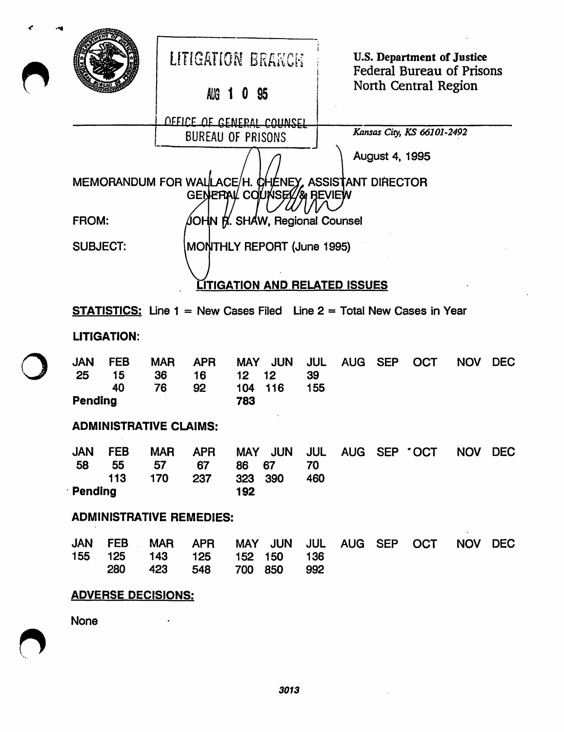LITIGATION BRANCH

AUG 1 0 95

OFFICE OF GENERAL COUNSEL
BUREAU OF PRISONS

**U.S. Department of Justice**
Federal Bureau of Prisons
North Central Region

*Kansas City, KS 66101-2492*

August 4, 1995

MEMORANDUM FOR WALLACE H. CHENEY, ASSISTANT DIRECTOR
GENERAL COUNSEL & REVIEW

FROM: JOHN R. SHAW, Regional Counsel

SUBJECT: MONTHLY REPORT (June 1995)

## LITIGATION AND RELATED ISSUES

**STATISTICS:** Line 1 = New Cases Filed Line 2 = Total New Cases in Year

**LITIGATION:**

| JAN | FEB | MAR | APR | MAY | JUN | JUL | AUG | SEP | OCT | NOV | DEC |
|---|---|---|---|---|---|---|---|---|---|---|---|
| 25 | 15 | 36 | 16 | 12 | 12 | 39 | | | | | |
| | 40 | 76 | 92 | 104 | 116 | 155 | | | | | |
| **Pending** | | | | **783** | | | | | | | |

**ADMINISTRATIVE CLAIMS:**

| JAN | FEB | MAR | APR | MAY | JUN | JUL | AUG | SEP | OCT | NOV | DEC |
|---|---|---|---|---|---|---|---|---|---|---|---|
| 58 | 55 | 57 | 67 | 86 | 67 | 70 | | | | | |
| | 113 | 170 | 237 | 323 | 390 | 460 | | | | | |
| **Pending** | | | | **192** | | | | | | | |

**ADMINISTRATIVE REMEDIES:**

| JAN | FEB | MAR | APR | MAY | JUN | JUL | AUG | SEP | OCT | NOV | DEC |
|---|---|---|---|---|---|---|---|---|---|---|---|
| 155 | 125 | 143 | 125 | 152 | 150 | 136 | | | | | |
| | 280 | 423 | 548 | 700 | 850 | 992 | | | | | |

**ADVERSE DECISIONS:**

None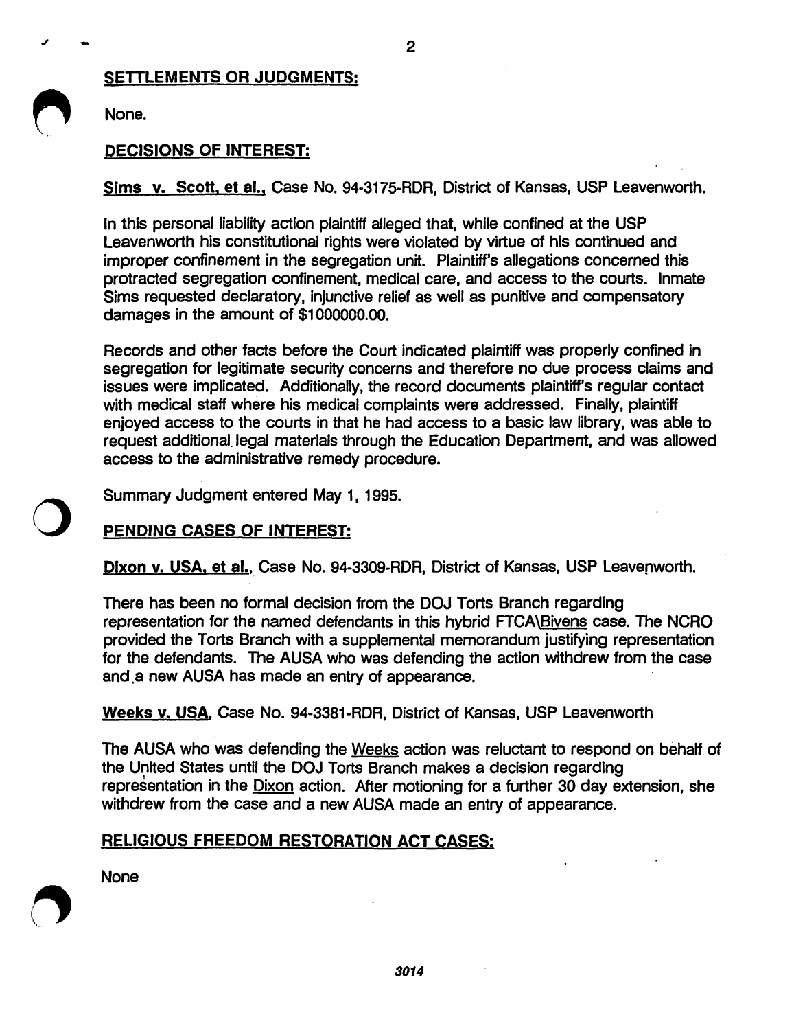## SETTLEMENTS OR JUDGMENTS:

None.

## DECISIONS OF INTEREST:

**Sims v. Scott, et al.,** Case No. 94-3175-RDR, District of Kansas, USP Leavenworth.

In this personal liability action plaintiff alleged that, while confined at the USP Leavenworth his constitutional rights were violated by virtue of his continued and improper confinement in the segregation unit. Plaintiff's allegations concerned this protracted segregation confinement, medical care, and access to the courts. Inmate Sims requested declaratory, injunctive relief as well as punitive and compensatory damages in the amount of $1000000.00.

Records and other facts before the Court indicated plaintiff was properly confined in segregation for legitimate security concerns and therefore no due process claims and issues were implicated. Additionally, the record documents plaintiff's regular contact with medical staff where his medical complaints were addressed. Finally, plaintiff enjoyed access to the courts in that he had access to a basic law library, was able to request additional legal materials through the Education Department, and was allowed access to the administrative remedy procedure.

Summary Judgment entered May 1, 1995.

## PENDING CASES OF INTEREST:

**Dixon v. USA, et al.,** Case No. 94-3309-RDR, District of Kansas, USP Leavenworth.

There has been no formal decision from the DOJ Torts Branch regarding representation for the named defendants in this hybrid FTCA\Bivens case. The NCRO provided the Torts Branch with a supplemental memorandum justifying representation for the defendants. The AUSA who was defending the action withdrew from the case and a new AUSA has made an entry of appearance.

**Weeks v. USA,** Case No. 94-3381-RDR, District of Kansas, USP Leavenworth

The AUSA who was defending the Weeks action was reluctant to respond on behalf of the United States until the DOJ Torts Branch makes a decision regarding representation in the Dixon action. After motioning for a further 30 day extension, she withdrew from the case and a new AUSA made an entry of appearance.

## RELIGIOUS FREEDOM RESTORATION ACT CASES:

None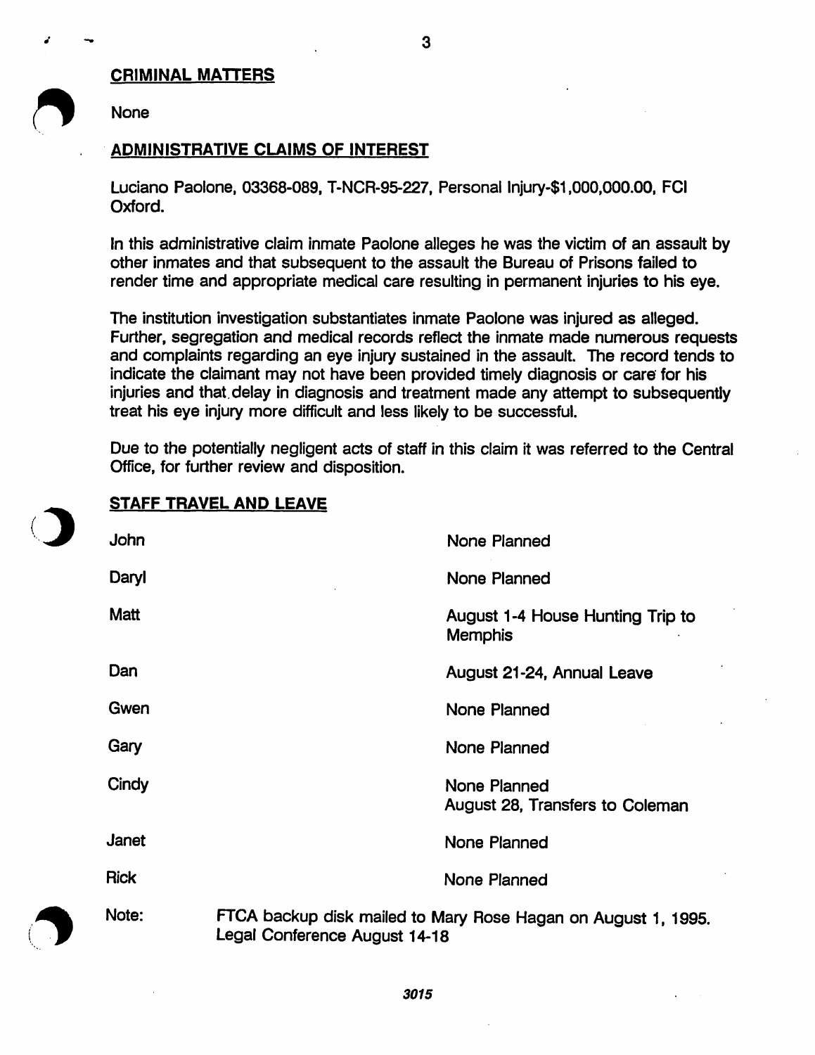## CRIMINAL MATTERS

None

## ADMINISTRATIVE CLAIMS OF INTEREST

Luciano Paolone, 03368-089, T-NCR-95-227, Personal Injury-$1,000,000.00, FCI Oxford.

In this administrative claim inmate Paolone alleges he was the victim of an assault by other inmates and that subsequent to the assault the Bureau of Prisons failed to render time and appropriate medical care resulting in permanent injuries to his eye.

The institution investigation substantiates inmate Paolone was injured as alleged. Further, segregation and medical records reflect the inmate made numerous requests and complaints regarding an eye injury sustained in the assault. The record tends to indicate the claimant may not have been provided timely diagnosis or care for his injuries and that delay in diagnosis and treatment made any attempt to subsequently treat his eye injury more difficult and less likely to be successful.

Due to the potentially negligent acts of staff in this claim it was referred to the Central Office, for further review and disposition.

## STAFF TRAVEL AND LEAVE

| | |
|---|---|
| John | None Planned |
| Daryl | None Planned |
| Matt | August 1-4 House Hunting Trip to Memphis |
| Dan | August 21-24, Annual Leave |
| Gwen | None Planned |
| Gary | None Planned |
| Cindy | None Planned<br>August 28, Transfers to Coleman |
| Janet | None Planned |
| Rick | None Planned |

Note: FTCA backup disk mailed to Mary Rose Hagan on August 1, 1995. Legal Conference August 14-18

3015